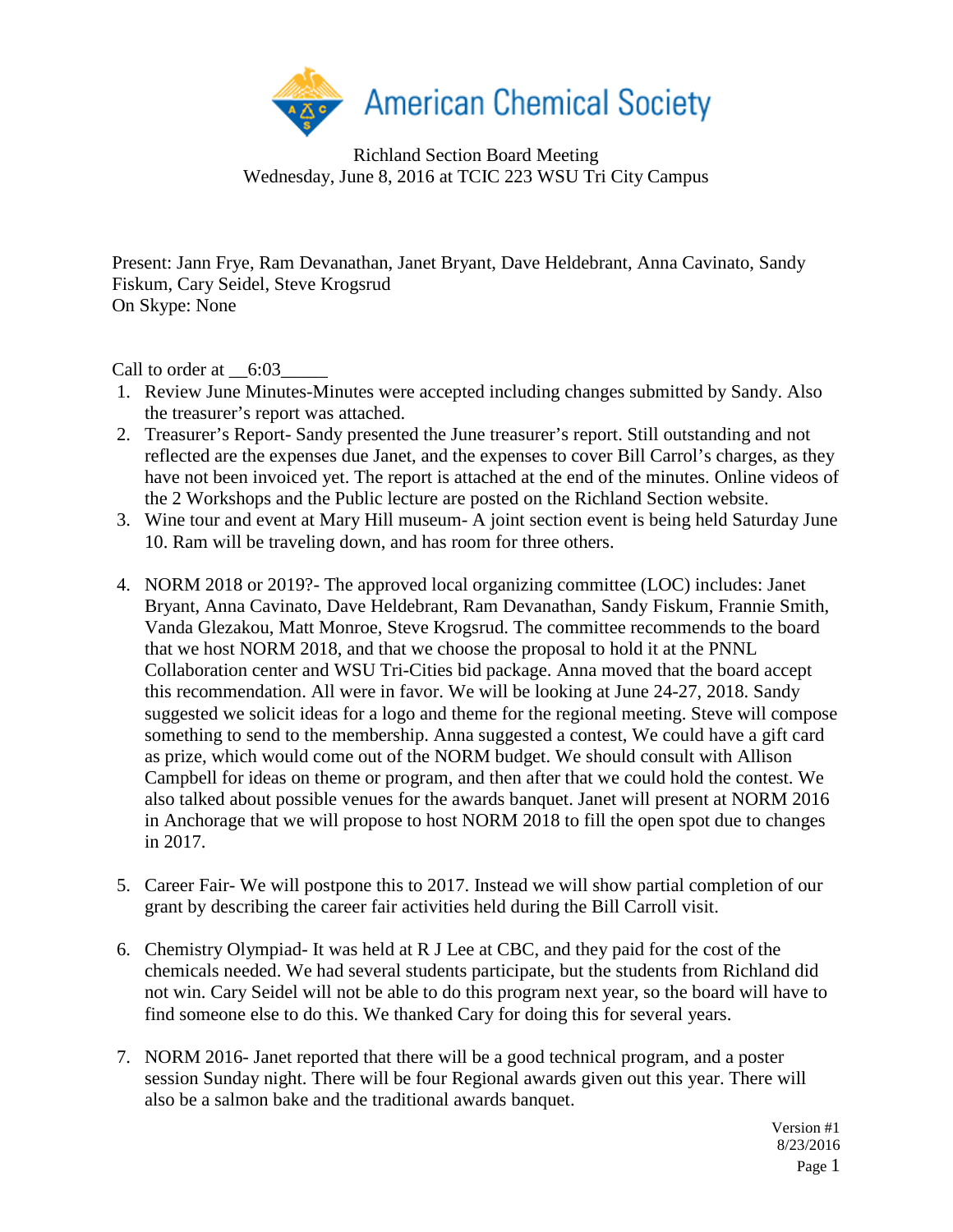American Chemical Society

Richland Section Board Meeting
Wednesday, June 8, 2016 at TCIC 223 WSU Tri City Campus

Present: Jann Frye, Ram Devanathan, Janet Bryant, Dave Heldebrant, Anna Cavinato, Sandy Fiskum, Cary Seidel, Steve Krogsrud
On Skype: None

Call to order at __6:03_____

1. Review June Minutes-Minutes were accepted including changes submitted by Sandy. Also the treasurer's report was attached.
2. Treasurer's Report- Sandy presented the June treasurer's report. Still outstanding and not reflected are the expenses due Janet, and the expenses to cover Bill Carrol's charges, as they have not been invoiced yet. The report is attached at the end of the minutes. Online videos of the 2 Workshops and the Public lecture are posted on the Richland Section website.
3. Wine tour and event at Mary Hill museum- A joint section event is being held Saturday June 10. Ram will be traveling down, and has room for three others.
4. NORM 2018 or 2019?- The approved local organizing committee (LOC) includes: Janet Bryant, Anna Cavinato, Dave Heldebrant, Ram Devanathan, Sandy Fiskum, Frannie Smith, Vanda Glezakou, Matt Monroe, Steve Krogsrud. The committee recommends to the board that we host NORM 2018, and that we choose the proposal to hold it at the PNNL Collaboration center and WSU Tri-Cities bid package. Anna moved that the board accept this recommendation. All were in favor. We will be looking at June 24-27, 2018. Sandy suggested we solicit ideas for a logo and theme for the regional meeting. Steve will compose something to send to the membership. Anna suggested a contest, We could have a gift card as prize, which would come out of the NORM budget. We should consult with Allison Campbell for ideas on theme or program, and then after that we could hold the contest. We also talked about possible venues for the awards banquet. Janet will present at NORM 2016 in Anchorage that we will propose to host NORM 2018 to fill the open spot due to changes in 2017.
5. Career Fair- We will postpone this to 2017. Instead we will show partial completion of our grant by describing the career fair activities held during the Bill Carroll visit.
6. Chemistry Olympiad- It was held at R J Lee at CBC, and they paid for the cost of the chemicals needed. We had several students participate, but the students from Richland did not win. Cary Seidel will not be able to do this program next year, so the board will have to find someone else to do this. We thanked Cary for doing this for several years.
7. NORM 2016- Janet reported that there will be a good technical program, and a poster session Sunday night. There will be four Regional awards given out this year. There will also be a salmon bake and the traditional awards banquet.

Version #1
8/23/2016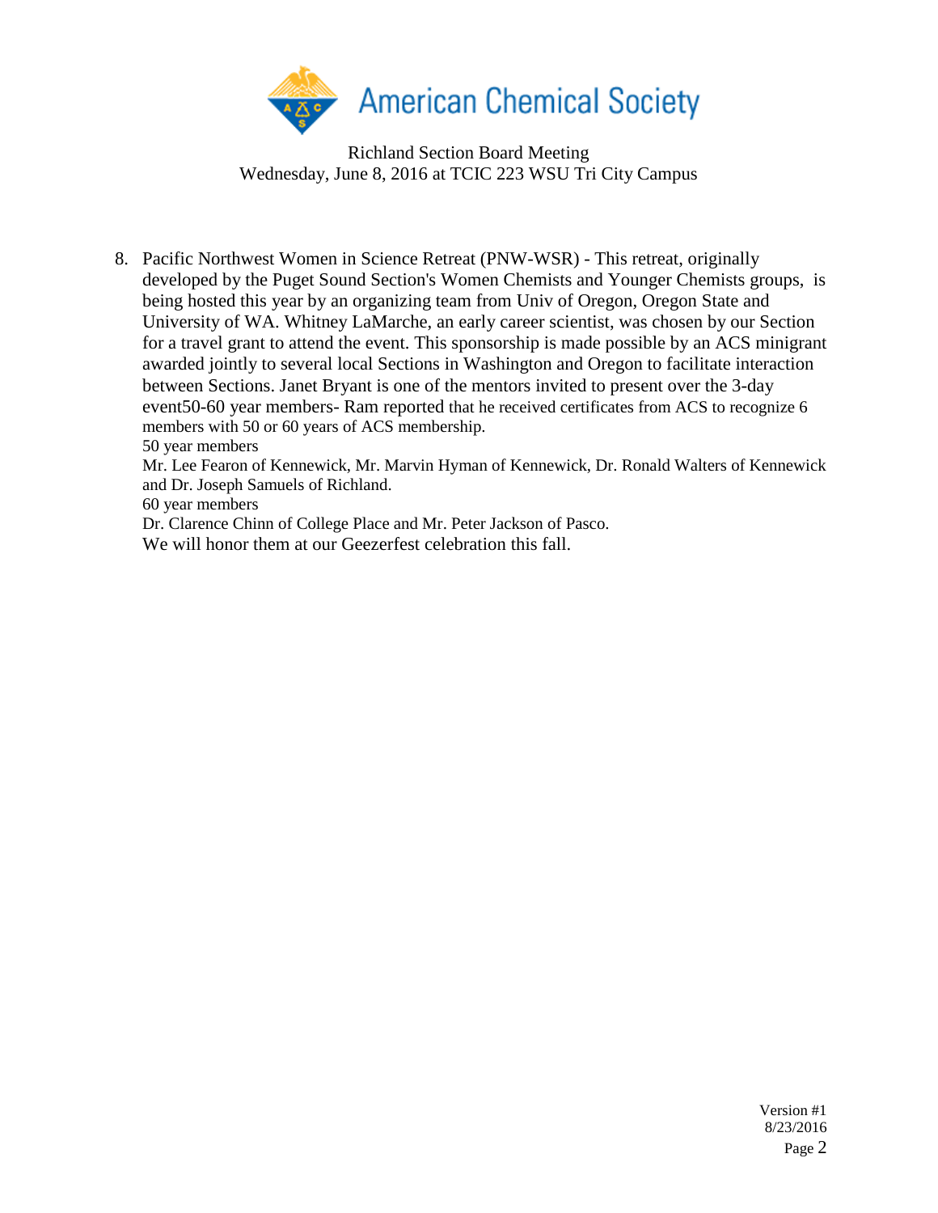Richland Section Board Meeting
Wednesday, June 8, 2016 at TCIC 223 WSU Tri City Campus

8. Pacific Northwest Women in Science Retreat (PNW-WSR) - This retreat, originally developed by the Puget Sound Section's Women Chemists and Younger Chemists groups, is being hosted this year by an organizing team from Univ of Oregon, Oregon State and University of WA. Whitney LaMarche, an early career scientist, was chosen by our Section for a travel grant to attend the event. This sponsorship is made possible by an ACS minigrant awarded jointly to several local Sections in Washington and Oregon to facilitate interaction between Sections. Janet Bryant is one of the mentors invited to present over the 3-day event50-60 year members- Ram reported that he received certificates from ACS to recognize 6 members with 50 or 60 years of ACS membership.
   50 year members
   Mr. Lee Fearon of Kennewick, Mr. Marvin Hyman of Kennewick, Dr. Ronald Walters of Kennewick and Dr. Joseph Samuels of Richland.
   60 year members
   Dr. Clarence Chinn of College Place and Mr. Peter Jackson of Pasco.
   We will honor them at our Geezerfest celebration this fall.

Version #1
8/23/2016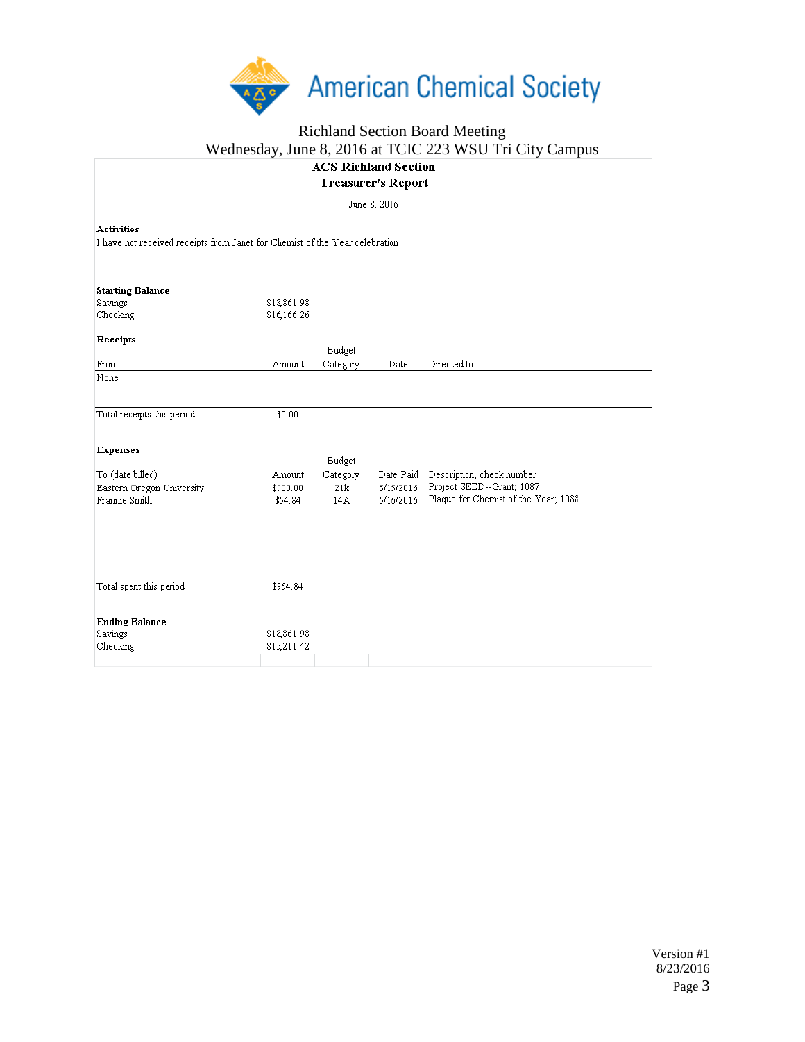American Chemical Society

Richland Section Board Meeting

Wednesday, June 8, 2016 at TCIC 223 WSU Tri City Campus

## ACS Richland Section

## Treasurer's Report

June 8, 2016

**Activities**

I have not received receipts from Janet for Chemist of the Year celebration

**Starting Balance**

| | |
|---|---|
| Savings | $18,861.98 |
| Checking | $16,166.26 |

**Receipts**

| From | Amount | Budget Category | Date | Directed to: |
|---|---|---|---|---|
| None | | | | |
| Total receipts this period | $0.00 | | | |

**Expenses**

| To (date billed) | Amount | Budget Category | Date Paid | Description; check number |
|---|---|---|---|---|
| Eastern Oregon University | $900.00 | 21k | 5/15/2016 | Project SEED--Grant; 1087 |
| Frannie Smith | $54.84 | 14A | 5/16/2016 | Plaque for Chemist of the Year; 1088 |
| Total spent this period | $954.84 | | | |

**Ending Balance**

| | |
|---|---|
| Savings | $18,861.98 |
| Checking | $15,211.42 |

Version #1
8/23/2016